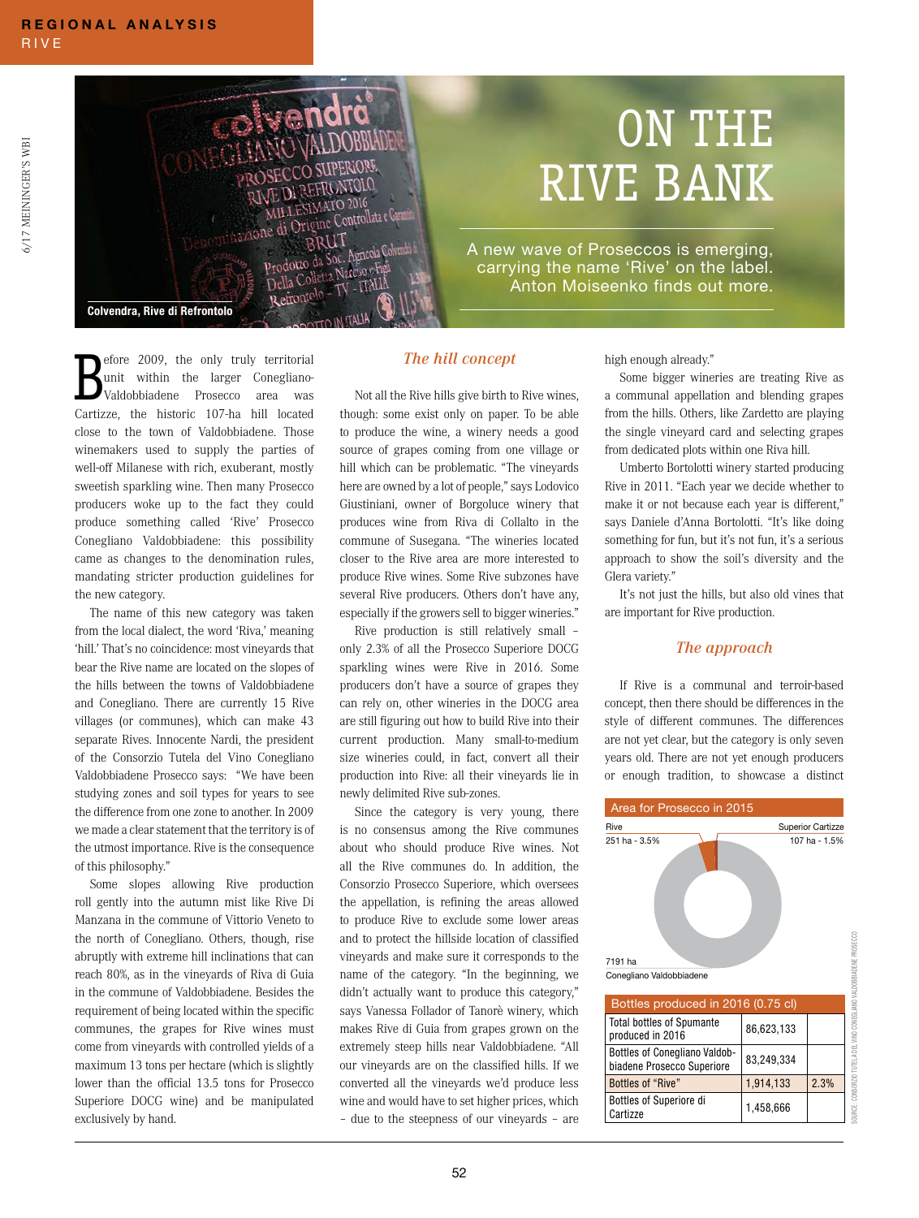REGIONAL ANALYSIS
RIVE

# ON THE RIVE BANK

A new wave of Proseccos is emerging, carrying the name 'Rive' on the label. Anton Moiseenko finds out more.

Colvendra, Rive di Refrontolo

Before 2009, the only truly territorial unit within the larger Conegliano-Valdobbiadene Prosecco area was Cartizze, the historic 107-ha hill located close to the town of Valdobbiadene. Those winemakers used to supply the parties of well-off Milanese with rich, exuberant, mostly sweetish sparkling wine. Then many Prosecco producers woke up to the fact they could produce something called 'Rive' Prosecco Conegliano Valdobbiadene: this possibility came as changes to the denomination rules, mandating stricter production guidelines for the new category.

The name of this new category was taken from the local dialect, the word 'Riva,' meaning 'hill.' That's no coincidence: most vineyards that bear the Rive name are located on the slopes of the hills between the towns of Valdobbiadene and Conegliano. There are currently 15 Rive villages (or communes), which can make 43 separate Rives. Innocente Nardi, the president of the Consorzio Tutela del Vino Conegliano Valdobbiadene Prosecco says: "We have been studying zones and soil types for years to see the difference from one zone to another. In 2009 we made a clear statement that the territory is of the utmost importance. Rive is the consequence of this philosophy."

Some slopes allowing Rive production roll gently into the autumn mist like Rive Di Manzana in the commune of Vittorio Veneto to the north of Conegliano. Others, though, rise abruptly with extreme hill inclinations that can reach 80%, as in the vineyards of Riva di Guia in the commune of Valdobbiadene. Besides the requirement of being located within the specific communes, the grapes for Rive wines must come from vineyards with controlled yields of a maximum 13 tons per hectare (which is slightly lower than the official 13.5 tons for Prosecco Superiore DOCG wine) and be manipulated exclusively by hand.

## *The hill concept*

Not all the Rive hills give birth to Rive wines, though: some exist only on paper. To be able to produce the wine, a winery needs a good source of grapes coming from one village or hill which can be problematic. "The vineyards here are owned by a lot of people," says Lodovico Giustiniani, owner of Borgoluce winery that produces wine from Riva di Collalto in the commune of Susegana. "The wineries located closer to the Rive area are more interested to produce Rive wines. Some Rive subzones have several Rive producers. Others don't have any, especially if the growers sell to bigger wineries."

Rive production is still relatively small – only 2.3% of all the Prosecco Superiore DOCG sparkling wines were Rive in 2016. Some producers don't have a source of grapes they can rely on, other wineries in the DOCG area are still figuring out how to build Rive into their current production. Many small-to-medium size wineries could, in fact, convert all their production into Rive: all their vineyards lie in newly delimited Rive sub-zones.

Since the category is very young, there is no consensus among the Rive communes about who should produce Rive wines. Not all the Rive communes do. In addition, the Consorzio Prosecco Superiore, which oversees the appellation, is refining the areas allowed to produce Rive to exclude some lower areas and to protect the hillside location of classified vineyards and make sure it corresponds to the name of the category. "In the beginning, we didn't actually want to produce this category," says Vanessa Folador of Tanorè winery, which makes Rive di Guia from grapes grown on the extremely steep hills near Valdobbiadene. "All our vineyards are on the classified hills. If we converted all the vineyards we'd produce less wine and would have to set higher prices, which – due to the steepness of our vineyards – are high enough already."

Some bigger wineries are treating Rive as a communal appellation and blending grapes from the hills. Others, like Zardetto are playing the single vineyard card and selecting grapes from dedicated plots within one Riva hill.

Umberto Bortolotti winery started producing Rive in 2011. "Each year we decide whether to make it or not because each year is different," says Daniele d'Anna Bortolotti. "It's like doing something for fun, but it's not fun, it's a serious approach to show the soil's diversity and the Glera variety."

It's not just the hills, but also old vines that are important for Rive production.

## *The approach*

If Rive is a communal and terroir-based concept, then there should be differences in the style of different communes. The differences are not yet clear, but the category is only seven years old. There are not yet enough producers or enough tradition, to showcase a distinct

**Area for Prosecco in 2015**

| Area | Hectares | Share |
|---|---|---|
| Rive | 251 ha | 3.5% |
| Superior Cartizze | 107 ha | 1.5% |
| Conegliano Valdobbiadene | 7191 ha | |

**Bottles produced in 2016 (0.75 cl)**

| | | |
|---|---|---|
| Total bottles of Spumante produced in 2016 | 86,623,133 | |
| Bottles of Conegliano Valdobbiadene Prosecco Superiore | 83,249,334 | |
| Bottles of "Rive" | 1,914,133 | 2.3% |
| Bottles of Superiore di Cartizze | 1,458,666 | |

SOURCE: CONSORZIO TUTELA DEL VINO CONEGLIANO VALDOBBIADENE PROSECCO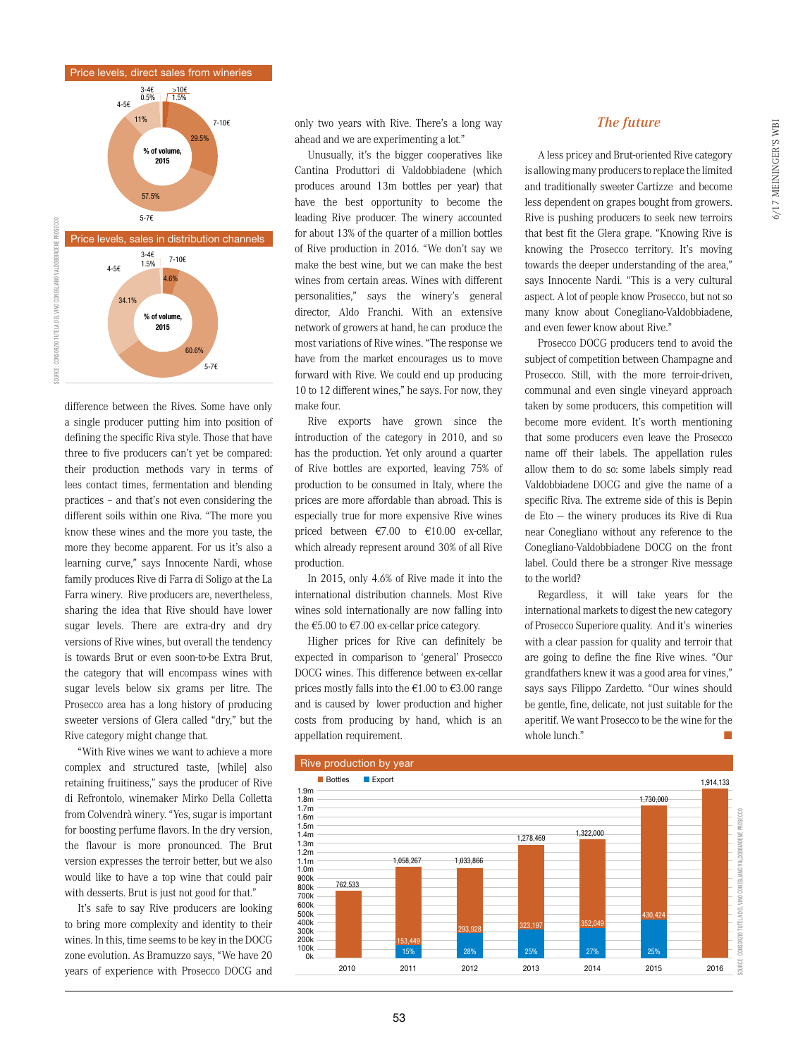Price levels, direct sales from wineries

3-4€ 0.5%
>10€ 1.5%
4-5€ 11%
7-10€ 29.5%
% of volume, 2015
57.5%
5-7€

Price levels, sales in distribution channels

3-4€ 1.5%
7-10€ 4.6%
4-5€ 34.1%
% of volume, 2015
60.6%
5-7€

SOURCE: CONSORZIO TUTELA DEL VINO CONEGLIANO VALDOBBIADENE PROSECCO

difference between the Rives. Some have only a single producer putting him into position of defining the specific Riva style. Those that have three to five producers can't yet be compared: their production methods vary in terms of lees contact times, fermentation and blending practices - and that's not even considering the different soils within one Riva. "The more you know these wines and the more you taste, the more they become apparent. For us it's also a learning curve," says Innocente Nardi, whose family produces Rive di Farra di Soligo at the La Farra winery. Rive producers are, nevertheless, sharing the idea that Rive should have lower sugar levels. There are extra-dry and dry versions of Rive wines, but overall the tendency is towards Brut or even soon-to-be Extra Brut, the category that will encompass wines with sugar levels below six grams per litre. The Prosecco area has a long history of producing sweeter versions of Glera called "dry," but the Rive category might change that.

"With Rive wines we want to achieve a more complex and structured taste, [while] also retaining fruitiness," says the producer of Rive di Refrontolo, winemaker Mirko Della Colletta from Colvendrà winery. "Yes, sugar is important for boosting perfume flavors. In the dry version, the flavour is more pronounced. The Brut version expresses the terroir better, but we also would like to have a top wine that could pair with desserts. Brut is just not good for that."

It's safe to say Rive producers are looking to bring more complexity and identity to their wines. In this, time seems to be key in the DOCG zone evolution. As Bramuzzo says, "We have 20 years of experience with Prosecco DOCG and only two years with Rive. There's a long way ahead and we are experimenting a lot."

Unusually, it's the bigger cooperatives like Cantina Produttori di Valdobbiadene (which produces around 13m bottles per year) that have the best opportunity to become the leading Rive producer. The winery accounted for about 13% of the quarter of a million bottles of Rive production in 2016. "We don't say we make the best wine, but we can make the best wines from certain areas. Wines with different personalities," says the winery's general director, Aldo Franchi. With an extensive network of growers at hand, he can produce the most variations of Rive wines. "The response we have from the market encourages us to move forward with Rive. We could end up producing 10 to 12 different wines," he says. For now, they make four.

Rive exports have grown since the introduction of the category in 2010, and so has the production. Yet only around a quarter of Rive bottles are exported, leaving 75% of production to be consumed in Italy, where the prices are more affordable than abroad. This is especially true for more expensive Rive wines priced between €7.00 to €10.00 ex-cellar, which already represent around 30% of all Rive production.

In 2015, only 4.6% of Rive made it into the international distribution channels. Most Rive wines sold internationally are now falling into the €5.00 to €7.00 ex-cellar price category.

Higher prices for Rive can definitely be expected in comparison to 'general' Prosecco DOCG wines. This difference between ex-cellar prices mostly falls into the €1.00 to €3.00 range and is caused by lower production and higher costs from producing by hand, which is an appellation requirement.

## *The future*

A less pricey and Brut-oriented Rive category is allowing many producers to replace the limited and traditionally sweeter Cartizze and become less dependent on grapes bought from growers. Rive is pushing producers to seek new terroirs that best fit the Glera grape. "Knowing Rive is knowing the Prosecco territory. It's moving towards the deeper understanding of the area," says Innocente Nardi. "This is a very cultural aspect. A lot of people know Prosecco, but not so many know about Conegliano-Valdobbiadene, and even fewer know about Rive."

Prosecco DOCG producers tend to avoid the subject of competition between Champagne and Prosecco. Still, with the more terroir-driven, communal and even single vineyard approach taken by some producers, this competition will become more evident. It's worth mentioning that some producers even leave the Prosecco name off their labels. The appellation rules allow them to do so: some labels simply read Valdobbiadene DOCG and give the name of a specific Riva. The extreme side of this is Bepin de Eto – the winery produces its Rive di Rua near Conegliano without any reference to the Conegliano-Valdobbiadene DOCG on the front label. Could there be a stronger Rive message to the world?

Regardless, it will take years for the international markets to digest the new category of Prosecco Superiore quality. And it's wineries with a clear passion for quality and terroir that are going to define the fine Rive wines. "Our grandfathers knew it was a good area for vines," says says Filippo Zardetto. "Our wines should be gentle, fine, delicate, not just suitable for the aperitif. We want Prosecco to be the wine for the whole lunch."

Rive production by year

Bottles
Export

2010: 762,533
2011: 1,058,267; 153,449; 15%
2012: 1,033,866; 293,928; 28%
2013: 1,278,469; 323,197; 25%
2014: 1,322,000; 352,049; 27%
2015: 1,730,000; 430,424; 25%
2016: 1,914,133

SOURCE: CONSORZIO TUTELA DEL VINO CONEGLIANO VALDOBBIADENE PROSECCO